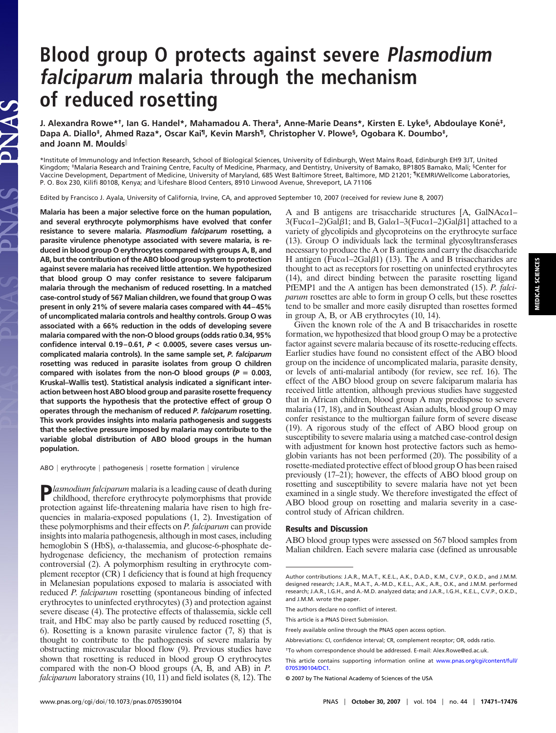# Blood group O protects against severe *Plasmodium falciparum* malaria through the mechanism of reduced rosetting

**J. Alexandra Rowe*†, Ian G. Handel*, Mahamadou A. Thera‡, Anne-Marie Deans*, Kirsten E. Lyke§, Abdoulaye Koné‡, Dapa A. Diallo‡, Ahmed Raza*, Oscar Kai¶, Kevin Marsh¶, Christopher V. Plowe§, Ogobara K. Doumbo‡, and Joann M. Moulds‖**

*Institute of Immunology and Infection Research, School of Biological Sciences, University of Edinburgh, West Mains Road, Edinburgh EH9 3JT, United Kingdom; ‡Malaria Research and Training Centre, Faculty of Medicine, Pharmacy, and Dentistry, University of Bamako, BP1805 Bamako, Mali; §Center for Vaccine Development, Department of Medicine, University of Maryland, 685 West Baltimore Street, Baltimore, MD 21201; ¶KEMRI/Wellcome Laboratories, P. O. Box 230, Kilifi 80108, Kenya; and ‖Lifeshare Blood Centers, 8910 Linwood Avenue, Shreveport, LA 71106

Edited by Francisco J. Ayala, University of California, Irvine, CA, and approved September 10, 2007 (received for review June 8, 2007)

**Malaria has been a major selective force on the human population, and several erythrocyte polymorphisms have evolved that confer resistance to severe malaria. *Plasmodium falciparum* rosetting, a parasite virulence phenotype associated with severe malaria, is reduced in blood group O erythrocytes compared with groups A, B, and AB, but the contribution of the ABO blood group system to protection against severe malaria has received little attention. We hypothesized that blood group O may confer resistance to severe falciparum malaria through the mechanism of reduced rosetting. In a matched case-control study of 567 Malian children, we found that group O was present in only 21% of severe malaria cases compared with 44–45% of uncomplicated malaria controls and healthy controls. Group O was associated with a 66% reduction in the odds of developing severe malaria compared with the non-O blood groups (odds ratio 0.34, 95% confidence interval 0.19–0.61, $P < 0.0005$, severe cases versus uncomplicated malaria controls). In the same sample set, *P. falciparum* rosetting was reduced in parasite isolates from group O children compared with isolates from the non-O blood groups ($P = 0.003$, Kruskal–Wallis test). Statistical analysis indicated a significant interaction between host ABO blood group and parasite rosette frequency that supports the hypothesis that the protective effect of group O operates through the mechanism of reduced *P. falciparum* rosetting. This work provides insights into malaria pathogenesis and suggests that the selective pressure imposed by malaria may contribute to the variable global distribution of ABO blood groups in the human population.**

ABO | erythrocyte | pathogenesis | rosette formation | virulence

*Plasmodium falciparum* malaria is a leading cause of death during childhood, therefore erythrocyte polymorphisms that provide protection against life-threatening malaria have risen to high frequencies in malaria-exposed populations (1, 2). Investigation of these polymorphisms and their effects on *P. falciparum* can provide insights into malaria pathogenesis, although in most cases, including hemoglobin S (HbS), α-thalassemia, and glucose-6-phosphate dehydrogenase deficiency, the mechanism of protection remains controversial (2). A polymorphism resulting in erythrocyte complement receptor (CR) 1 deficiency that is found at high frequency in Melanesian populations exposed to malaria is associated with reduced *P. falciparum* rosetting (spontaneous binding of infected erythrocytes to uninfected erythrocytes) (3) and protection against severe disease (4). The protective effects of thalassemia, sickle cell trait, and HbC may also be partly caused by reduced rosetting (5, 6). Rosetting is a known parasite virulence factor (7, 8) that is thought to contribute to the pathogenesis of severe malaria by obstructing microvascular blood flow (9). Previous studies have shown that rosetting is reduced in blood group O erythrocytes compared with the non-O blood groups (A, B, and AB) in *P. falciparum* laboratory strains (10, 11) and field isolates (8, 12). The A and B antigens are trisaccharide structures [A, GalNAcα1–3(Fucα1–2)Galβ1; and B, Galα1–3(Fucα1–2)Galβ1] attached to a variety of glycolipids and glycoproteins on the erythrocyte surface (13). Group O individuals lack the terminal glycosyltransferases necessary to produce the A or B antigens and carry the disaccharide H antigen (Fucα1–2Galβ1) (13). The A and B trisaccharides are thought to act as receptors for rosetting on uninfected erythrocytes (14), and direct binding between the parasite rosetting ligand PfEMP1 and the A antigen has been demonstrated (15). *P. falciparum* rosettes are able to form in group O cells, but these rosettes tend to be smaller and more easily disrupted than rosettes formed in group A, B, or AB erythrocytes (10, 14).

Given the known role of the A and B trisaccharides in rosette formation, we hypothesized that blood group O may be a protective factor against severe malaria because of its rosette-reducing effects. Earlier studies have found no consistent effect of the ABO blood group on the incidence of uncomplicated malaria, parasite density, or levels of anti-malarial antibody (for review, see ref. 16). The effect of the ABO blood group on severe falciparum malaria has received little attention, although previous studies have suggested that in African children, blood group A may predispose to severe malaria (17, 18), and in Southeast Asian adults, blood group O may confer resistance to the multiorgan failure form of severe disease (19). A rigorous study of the effect of ABO blood group on susceptibility to severe malaria using a matched case-control design with adjustment for known host protective factors such as hemoglobin variants has not been performed (20). The possibility of a rosette-mediated protective effect of blood group O has been raised previously (17–21); however, the effects of ABO blood group on rosetting and susceptibility to severe malaria have not yet been examined in a single study. We therefore investigated the effect of ABO blood group on rosetting and malaria severity in a case-control study of African children.

## Results and Discussion

ABO blood group types were assessed on 567 blood samples from Malian children. Each severe malaria case (defined as unrousable

---

Author contributions: J.A.R., M.A.T., K.E.L., A.K., D.A.D., K.M., C.V.P., O.K.D., and J.M.M. designed research; J.A.R., M.A.T., A.-M.D., K.E.L., A.K., A.R., O.K., and J.M.M. performed research; J.A.R., I.G.H., and A.-M.D. analyzed data; and J.A.R., I.G.H., K.E.L., C.V.P., O.K.D., and J.M.M. wrote the paper.

The authors declare no conflict of interest.

This article is a PNAS Direct Submission.

Freely available online through the PNAS open access option.

Abbreviations: CI, confidence interval; CR, complement receptor; OR, odds ratio.

†To whom correspondence should be addressed. E-mail: Alex.Rowe@ed.ac.uk.

This article contains supporting information online at www.pnas.org/cgi/content/full/0705390104/DC1.

© 2007 by The National Academy of Sciences of the USA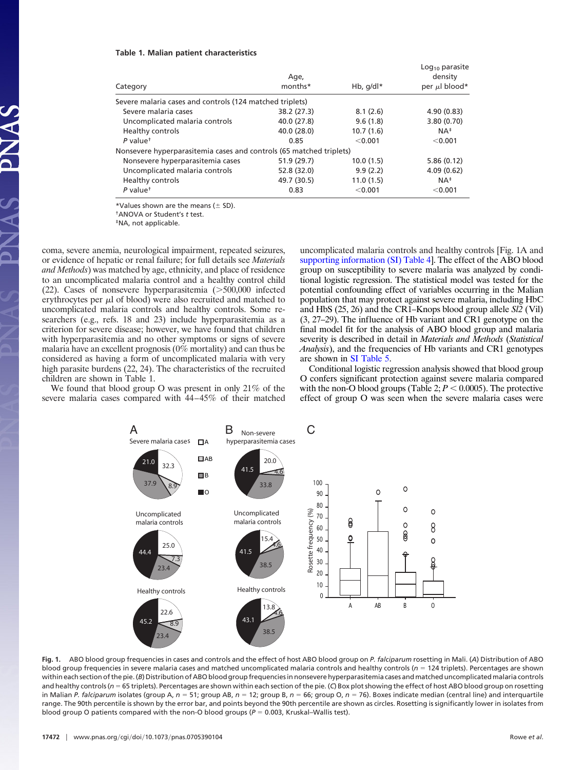**Table 1. Malian patient characteristics**

| Category | Age, months* | Hb, g/dl* | $Log_{10}$ parasite density per $\mu$l blood* |
|---|---|---|---|
| Severe malaria cases and controls (124 matched triplets) | | | |
| Severe malaria cases | 38.2 (27.3) | 8.1 (2.6) | 4.90 (0.83) |
| Uncomplicated malaria controls | 40.0 (27.8) | 9.6 (1.8) | 3.80 (0.70) |
| Healthy controls | 40.0 (28.0) | 10.7 (1.6) | NA‡ |
| *P* value† | 0.85 | <0.001 | <0.001 |
| Nonsevere hyperparasitemia cases and controls (65 matched triplets) | | | |
| Nonsevere hyperparasitemia cases | 51.9 (29.7) | 10.0 (1.5) | 5.86 (0.12) |
| Uncomplicated malaria controls | 52.8 (32.0) | 9.9 (2.2) | 4.09 (0.62) |
| Healthy controls | 49.7 (30.5) | 11.0 (1.5) | NA‡ |
| *P* value† | 0.83 | <0.001 | <0.001 |

*Values shown are the means (± SD).
†ANOVA or Student's *t* test.
‡NA, not applicable.

coma, severe anemia, neurological impairment, repeated seizures, or evidence of hepatic or renal failure; for full details see *Materials and Methods*) was matched by age, ethnicity, and place of residence to an uncomplicated malaria control and a healthy control child (22). Cases of nonsevere hyperparasitemia (>500,000 infected erythrocytes per $\mu$l of blood) were also recruited and matched to uncomplicated malaria controls and healthy controls. Some researchers (e.g., refs. 18 and 23) include hyperparasitemia as a criterion for severe disease; however, we have found that children with hyperparasitemia and no other symptoms or signs of severe malaria have an excellent prognosis (0% mortality) and can thus be considered as having a form of uncomplicated malaria with very high parasite burdens (22, 24). The characteristics of the recruited children are shown in Table 1.

We found that blood group O was present in only 21% of the severe malaria cases compared with 44–45% of their matched uncomplicated malaria controls and healthy controls [Fig. 1A and supporting information (SI) Table 4]. The effect of the ABO blood group on susceptibility to severe malaria was analyzed by conditional logistic regression. The statistical model was tested for the potential confounding effect of variables occurring in the Malian population that may protect against severe malaria, including HbC and HbS (25, 26) and the CR1–Knops blood group allele *Sl2* (Vil) (3, 27–29). The influence of Hb variant and CR1 genotype on the final model fit for the analysis of ABO blood group and malaria severity is described in detail in *Materials and Methods* (*Statistical Analysis*), and the frequencies of Hb variants and CR1 genotypes are shown in SI Table 5.

Conditional logistic regression analysis showed that blood group O confers significant protection against severe malaria compared with the non-O blood groups (Table 2; $P < 0.0005$). The protective effect of group O was seen when the severe malaria cases were

**Fig. 1.** ABO blood group frequencies in cases and controls and the effect of host ABO blood group on *P. falciparum* rosetting in Mali. (*A*) Distribution of ABO blood group frequencies in severe malaria cases and matched uncomplicated malaria controls and healthy controls ($n$ = 124 triplets). Percentages are shown within each section of the pie. (*B*) Distribution of ABO blood group frequencies in nonsevere hyperparasitemia cases and matched uncomplicated malaria controls and healthy controls ($n$ = 65 triplets). Percentages are shown within each section of the pie. (*C*) Box plot showing the effect of host ABO blood group on rosetting in Malian *P. falciparum* isolates (group A, $n$ = 51; group AB, $n$ = 12; group B, $n$ = 66; group O, $n$ = 76). Boxes indicate median (central line) and interquartile range. The 90th percentile is shown by the error bar, and points beyond the 90th percentile are shown as circles. Rosetting is significantly lower in isolates from blood group O patients compared with the non-O blood groups ($P$ = 0.003, Kruskal–Wallis test).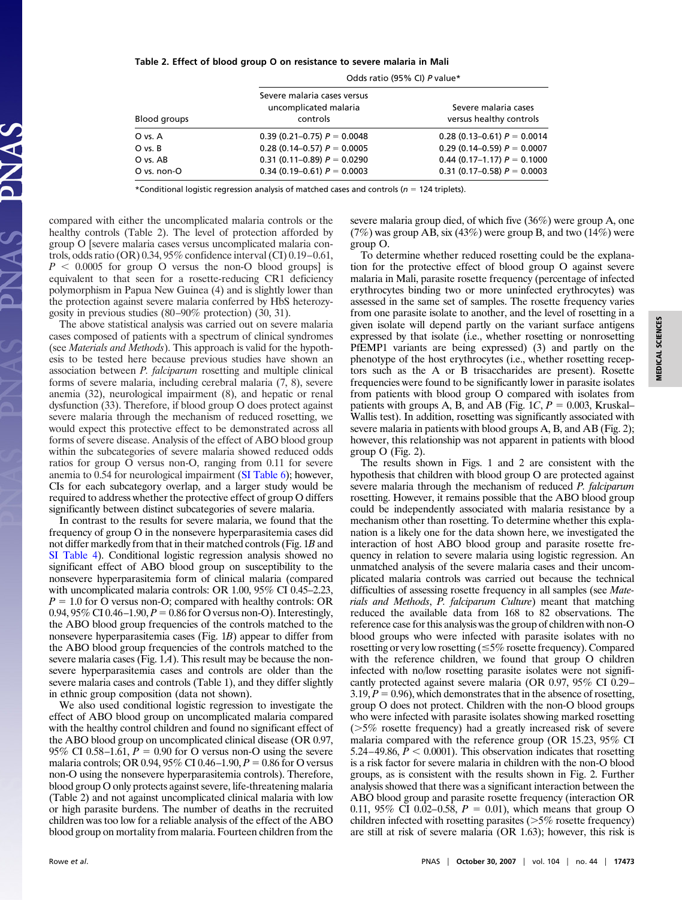**Table 2. Effect of blood group O on resistance to severe malaria in Mali**

| | Odds ratio (95% CI) *P* value* | |
|---|---|---|
| Blood groups | Severe malaria cases versus uncomplicated malaria controls | Severe malaria cases versus healthy controls |
| O vs. A | 0.39 (0.21–0.75) $P = 0.0048$ | 0.28 (0.13–0.61) $P = 0.0014$ |
| O vs. B | 0.28 (0.14–0.57) $P = 0.0005$ | 0.29 (0.14–0.59) $P = 0.0007$ |
| O vs. AB | 0.31 (0.11–0.89) $P = 0.0290$ | 0.44 (0.17–1.17) $P = 0.1000$ |
| O vs. non-O | 0.34 (0.19–0.61) $P = 0.0003$ | 0.31 (0.17–0.58) $P = 0.0003$ |

*Conditional logistic regression analysis of matched cases and controls ($n$ = 124 triplets).

compared with either the uncomplicated malaria controls or the healthy controls (Table 2). The level of protection afforded by group O [severe malaria cases versus uncomplicated malaria controls, odds ratio (OR) 0.34, 95% confidence interval (CI) 0.19–0.61, $P < 0.0005$ for group O versus the non-O blood groups] is equivalent to that seen for a rosette-reducing CR1 deficiency polymorphism in Papua New Guinea (4) and is slightly lower than the protection against severe malaria conferred by HbS heterozygosity in previous studies (80–90% protection) (30, 31).

The above statistical analysis was carried out on severe malaria cases composed of patients with a spectrum of clinical syndromes (see *Materials and Methods*). This approach is valid for the hypothesis to be tested here because previous studies have shown an association between *P. falciparum* rosetting and multiple clinical forms of severe malaria, including cerebral malaria (7, 8), severe anemia (32), neurological impairment (8), and hepatic or renal dysfunction (33). Therefore, if blood group O does protect against severe malaria through the mechanism of reduced rosetting, we would expect this protective effect to be demonstrated across all forms of severe disease. Analysis of the effect of ABO blood group within the subcategories of severe malaria showed reduced odds ratios for group O versus non-O, ranging from 0.11 for severe anemia to 0.54 for neurological impairment (SI Table 6); however, CIs for each subcategory overlap, and a larger study would be required to address whether the protective effect of group O differs significantly between distinct subcategories of severe malaria.

In contrast to the results for severe malaria, we found that the frequency of group O in the nonsevere hyperparasitemia cases did not differ markedly from that in their matched controls (Fig. 1*B* and SI Table 4). Conditional logistic regression analysis showed no significant effect of ABO blood group on susceptibility to the nonsevere hyperparasitemia form of clinical malaria (compared with uncomplicated malaria controls: OR 1.00, 95% CI 0.45–2.23, $P = 1.0$ for O versus non-O; compared with healthy controls: OR 0.94, 95% CI 0.46–1.90, $P = 0.86$ for O versus non-O). Interestingly, the ABO blood group frequencies of the controls matched to the nonsevere hyperparasitemia cases (Fig. 1*B*) appear to differ from the ABO blood group frequencies of the controls matched to the severe malaria cases (Fig. 1*A*). This result may be because the nonsevere hyperparasitemia cases and controls are older than the severe malaria cases and controls (Table 1), and they differ slightly in ethnic group composition (data not shown).

We also used conditional logistic regression to investigate the effect of ABO blood group on uncomplicated malaria compared with the healthy control children and found no significant effect of the ABO blood group on uncomplicated clinical disease (OR 0.97, 95% CI 0.58–1.61, $P = 0.90$ for O versus non-O using the severe malaria controls; OR 0.94, 95% CI 0.46–1.90, $P = 0.86$ for O versus non-O using the nonsevere hyperparasitemia controls). Therefore, blood group O only protects against severe, life-threatening malaria (Table 2) and not against uncomplicated clinical malaria with low or high parasite burdens. The number of deaths in the recruited children was too low for a reliable analysis of the effect of the ABO blood group on mortality from malaria. Fourteen children from the severe malaria group died, of which five (36%) were group A, one (7%) was group AB, six (43%) were group B, and two (14%) were group O.

To determine whether reduced rosetting could be the explanation for the protective effect of blood group O against severe malaria in Mali, parasite rosette frequency (percentage of infected erythrocytes binding two or more uninfected erythrocytes) was assessed in the same set of samples. The rosette frequency varies from one parasite isolate to another, and the level of rosetting in a given isolate will depend partly on the variant surface antigens expressed by that isolate (i.e., whether rosetting or nonrosetting PfEMP1 variants are being expressed) (3) and partly on the phenotype of the host erythrocytes (i.e., whether rosetting receptors such as the A or B trisaccharides are present). Rosette frequencies were found to be significantly lower in parasite isolates from patients with blood group O compared with isolates from patients with groups A, B, and AB (Fig. 1*C*, $P = 0.003$, Kruskal–Wallis test). In addition, rosetting was significantly associated with severe malaria in patients with blood groups A, B, and AB (Fig. 2); however, this relationship was not apparent in patients with blood group O (Fig. 2).

The results shown in Figs. 1 and 2 are consistent with the hypothesis that children with blood group O are protected against severe malaria through the mechanism of reduced *P. falciparum* rosetting. However, it remains possible that the ABO blood group could be independently associated with malaria resistance by a mechanism other than rosetting. To determine whether this explanation is a likely one for the data shown here, we investigated the interaction of host ABO blood group and parasite rosette frequency in relation to severe malaria using logistic regression. An unmatched analysis of the severe malaria cases and their uncomplicated malaria controls was carried out because the technical difficulties of assessing rosette frequency in all samples (see *Materials and Methods*, *P. falciparum Culture*) meant that matching reduced the available data from 168 to 82 observations. The reference case for this analysis was the group of children with non-O blood groups who were infected with parasite isolates with no rosetting or very low rosetting (≤5% rosette frequency). Compared with the reference children, we found that group O children infected with no/low rosetting parasite isolates were not significantly protected against severe malaria (OR 0.97, 95% CI 0.29–3.19, $P = 0.96$), which demonstrates that in the absence of rosetting, group O does not protect. Children with the non-O blood groups who were infected with parasite isolates showing marked rosetting (>5% rosette frequency) had a greatly increased risk of severe malaria compared with the reference group (OR 15.23, 95% CI 5.24–49.86, $P < 0.0001$). This observation indicates that rosetting is a risk factor for severe malaria in children with the non-O blood groups, as is consistent with the results shown in Fig. 2. Further analysis showed that there was a significant interaction between the ABO blood group and parasite rosette frequency (interaction OR 0.11, 95% CI 0.02–0.58, $P = 0.01$), which means that group O children infected with rosetting parasites (>5% rosette frequency) are still at risk of severe malaria (OR 1.63); however, this risk is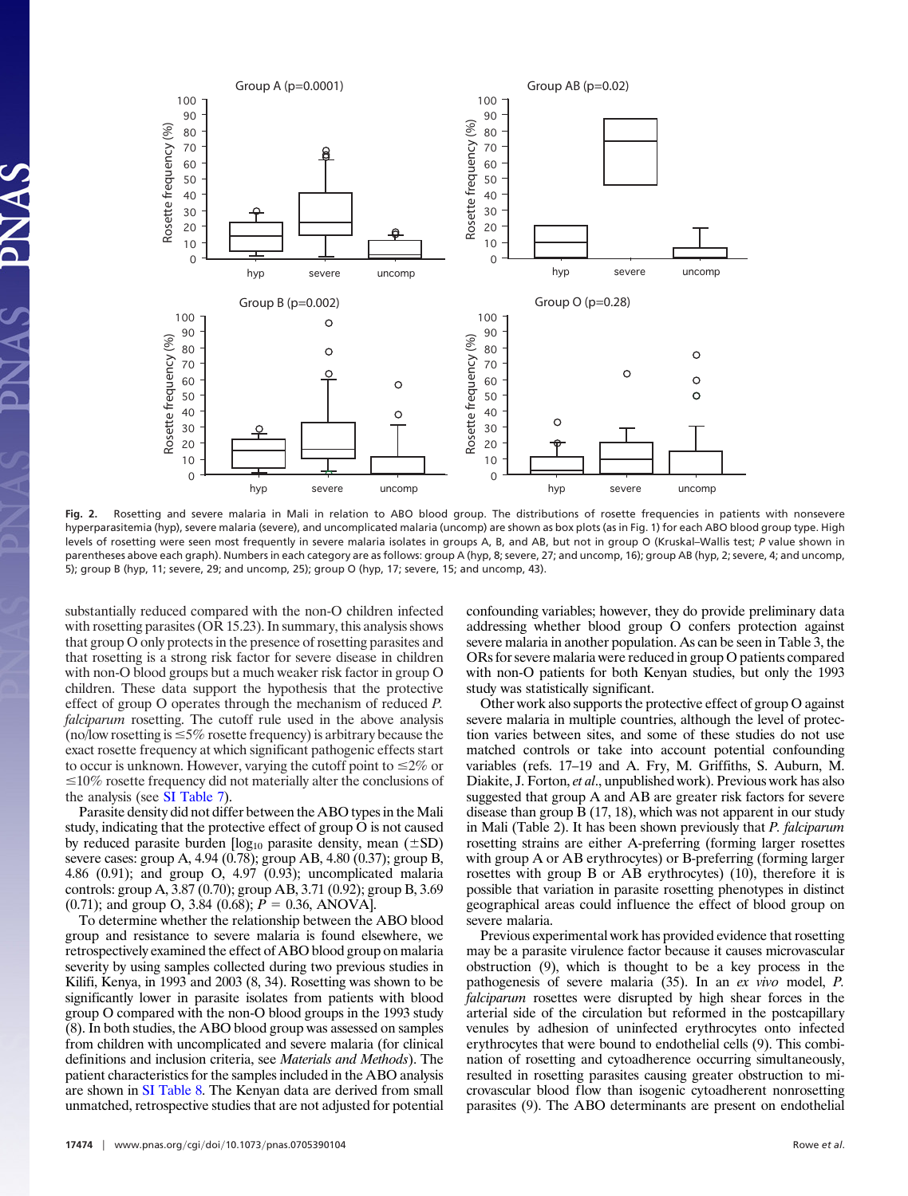**Fig. 2.** Rosetting and severe malaria in Mali in relation to ABO blood group. The distributions of rosette frequencies in patients with nonsevere hyperparasitemia (hyp), severe malaria (severe), and uncomplicated malaria (uncomp) are shown as box plots (as in Fig. 1) for each ABO blood group type. High levels of rosetting were seen most frequently in severe malaria isolates in groups A, B, and AB, but not in group O (Kruskal–Wallis test; *P* value shown in parentheses above each graph). Numbers in each category are as follows: group A (hyp, 8; severe, 27; and uncomp, 16); group AB (hyp, 2; severe, 4; and uncomp, 5); group B (hyp, 11; severe, 29; and uncomp, 25); group O (hyp, 17; severe, 15; and uncomp, 43).

substantially reduced compared with the non-O children infected with rosetting parasites (OR 15.23). In summary, this analysis shows that group O only protects in the presence of rosetting parasites and that rosetting is a strong risk factor for severe disease in children with non-O blood groups but a much weaker risk factor in group O children. These data support the hypothesis that the protective effect of group O operates through the mechanism of reduced *P. falciparum* rosetting. The cutoff rule used in the above analysis (no/low rosetting is ≤5% rosette frequency) is arbitrary because the exact rosette frequency at which significant pathogenic effects start to occur is unknown. However, varying the cutoff point to ≤2% or ≤10% rosette frequency did not materially alter the conclusions of the analysis (see SI Table 7).

Parasite density did not differ between the ABO types in the Mali study, indicating that the protective effect of group O is not caused by reduced parasite burden [$\log_{10}$ parasite density, mean (±SD) severe cases: group A, 4.94 (0.78); group AB, 4.80 (0.37); group B, 4.86 (0.91); and group O, 4.97 (0.93); uncomplicated malaria controls: group A, 3.87 (0.70); group AB, 3.71 (0.92); group B, 3.69 (0.71); and group O, 3.84 (0.68); $P = 0.36$, ANOVA].

To determine whether the relationship between the ABO blood group and resistance to severe malaria is found elsewhere, we retrospectively examined the effect of ABO blood group on malaria severity by using samples collected during two previous studies in Kilifi, Kenya, in 1993 and 2003 (8, 34). Rosetting was shown to be significantly lower in parasite isolates from patients with blood group O compared with the non-O blood groups in the 1993 study (8). In both studies, the ABO blood group was assessed on samples from children with uncomplicated and severe malaria (for clinical definitions and inclusion criteria, see *Materials and Methods*). The patient characteristics for the samples included in the ABO analysis are shown in SI Table 8. The Kenyan data are derived from small unmatched, retrospective studies that are not adjusted for potential confounding variables; however, they do provide preliminary data addressing whether blood group O confers protection against severe malaria in another population. As can be seen in Table 3, the ORs for severe malaria were reduced in group O patients compared with non-O patients for both Kenyan studies, but only the 1993 study was statistically significant.

Other work also supports the protective effect of group O against severe malaria in multiple countries, although the level of protection varies between sites, and some of these studies do not use matched controls or take into account potential confounding variables (refs. 17–19 and A. Fry, M. Griffiths, S. Auburn, M. Diakite, J. Forton, *et al.*, unpublished work). Previous work has also suggested that group A and AB are greater risk factors for severe disease than group B (17, 18), which was not apparent in our study in Mali (Table 2). It has been shown previously that *P. falciparum* rosetting strains are either A-preferring (forming larger rosettes with group A or AB erythrocytes) or B-preferring (forming larger rosettes with group B or AB erythrocytes) (10), therefore it is possible that variation in parasite rosetting phenotypes in distinct geographical areas could influence the effect of blood group on severe malaria.

Previous experimental work has provided evidence that rosetting may be a parasite virulence factor because it causes microvascular obstruction (9), which is thought to be a key process in the pathogenesis of severe malaria (35). In an *ex vivo* model, *P. falciparum* rosettes were disrupted by high shear forces in the arterial side of the circulation but reformed in the postcapillary venules by adhesion of uninfected erythrocytes onto infected erythrocytes that were bound to endothelial cells (9). This combination of rosetting and cytoadherence occurring simultaneously, resulted in rosetting parasites causing greater obstruction to microvascular blood flow than isogenic cytoadherent nonrosetting parasites (9). The ABO determinants are present on endothelial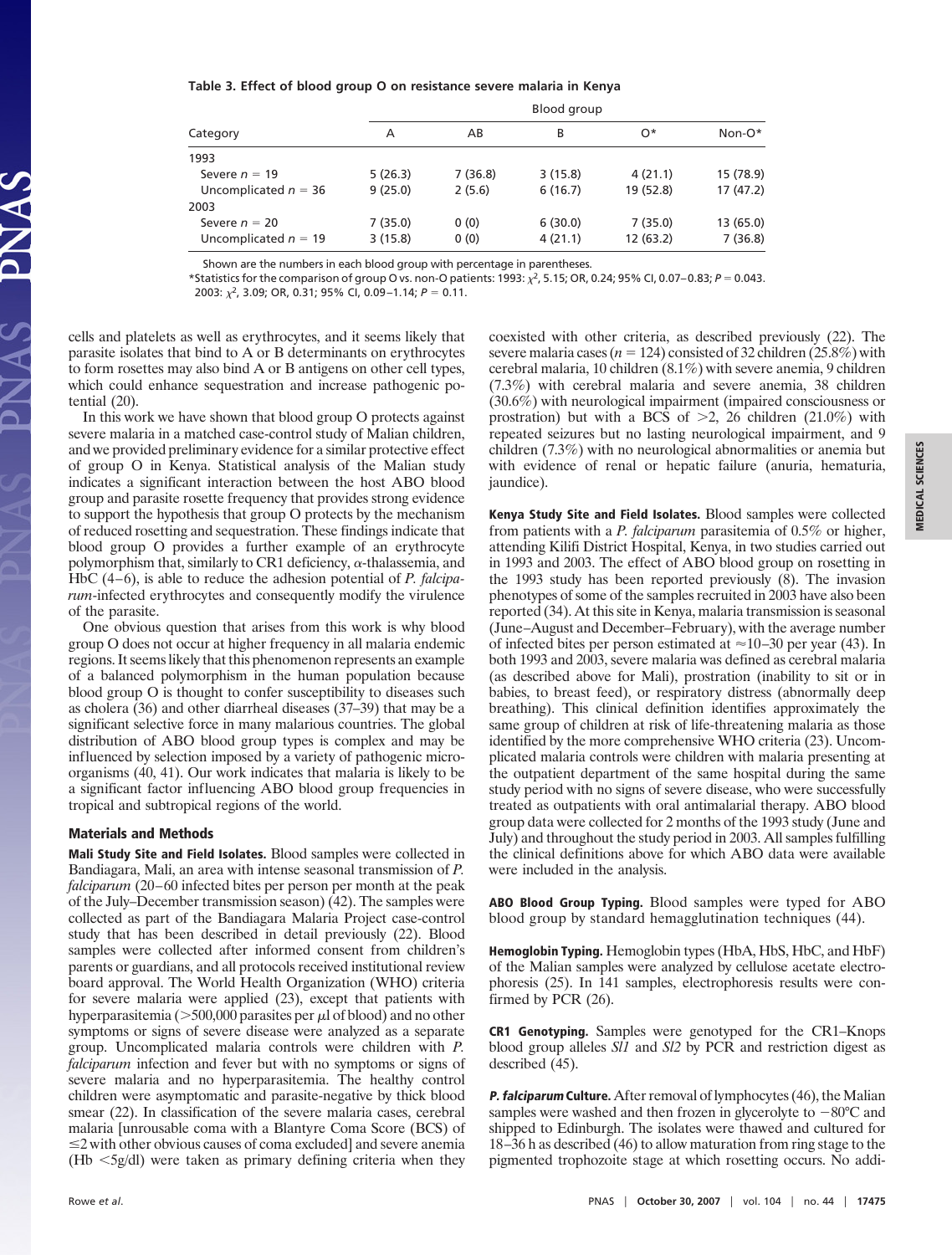**Table 3. Effect of blood group O on resistance severe malaria in Kenya**

| Category | Blood group | | | | |
|---|---|---|---|---|---|
| | A | AB | B | O* | Non-O* |
| 1993 | | | | | |
| Severe $n = 19$ | 5 (26.3) | 7 (36.8) | 3 (15.8) | 4 (21.1) | 15 (78.9) |
| Uncomplicated $n = 36$ | 9 (25.0) | 2 (5.6) | 6 (16.7) | 19 (52.8) | 17 (47.2) |
| 2003 | | | | | |
| Severe $n = 20$ | 7 (35.0) | 0 (0) | 6 (30.0) | 7 (35.0) | 13 (65.0) |
| Uncomplicated $n = 19$ | 3 (15.8) | 0 (0) | 4 (21.1) | 12 (63.2) | 7 (36.8) |

Shown are the numbers in each blood group with percentage in parentheses.

*Statistics for the comparison of group O vs. non-O patients: 1993: $\chi^2$, 5.15; OR, 0.24; 95% CI, 0.07–0.83; $P = 0.043$. 2003: $\chi^2$, 3.09; OR, 0.31; 95% CI, 0.09–1.14; $P = 0.11$.

cells and platelets as well as erythrocytes, and it seems likely that parasite isolates that bind to A or B determinants on erythrocytes to form rosettes may also bind A or B antigens on other cell types, which could enhance sequestration and increase pathogenic potential (20).

In this work we have shown that blood group O protects against severe malaria in a matched case-control study of Malian children, and we provided preliminary evidence for a similar protective effect of group O in Kenya. Statistical analysis of the Malian study indicates a significant interaction between the host ABO blood group and parasite rosette frequency that provides strong evidence to support the hypothesis that group O protects by the mechanism of reduced rosetting and sequestration. These findings indicate that blood group O provides a further example of an erythrocyte polymorphism that, similarly to CR1 deficiency, α-thalassemia, and HbC (4–6), is able to reduce the adhesion potential of *P. falciparum*-infected erythrocytes and consequently modify the virulence of the parasite.

One obvious question that arises from this work is why blood group O does not occur at higher frequency in all malaria endemic regions. It seems likely that this phenomenon represents an example of a balanced polymorphism in the human population because blood group O is thought to confer susceptibility to diseases such as cholera (36) and other diarrheal diseases (37–39) that may be a significant selective force in many malarious countries. The global distribution of ABO blood group types is complex and may be influenced by selection imposed by a variety of pathogenic microorganisms (40, 41). Our work indicates that malaria is likely to be a significant factor influencing ABO blood group frequencies in tropical and subtropical regions of the world.

## Materials and Methods

**Mali Study Site and Field Isolates.** Blood samples were collected in Bandiagara, Mali, an area with intense seasonal transmission of *P. falciparum* (20–60 infected bites per person per month at the peak of the July–December transmission season) (42). The samples were collected as part of the Bandiagara Malaria Project case-control study that has been described in detail previously (22). Blood samples were collected after informed consent from children's parents or guardians, and all protocols received institutional review board approval. The World Health Organization (WHO) criteria for severe malaria were applied (23), except that patients with hyperparasitemia (>500,000 parasites per μl of blood) and no other symptoms or signs of severe disease were analyzed as a separate group. Uncomplicated malaria controls were children with *P. falciparum* infection and fever but with no symptoms or signs of severe malaria and no hyperparasitemia. The healthy control children were asymptomatic and parasite-negative by thick blood smear (22). In classification of the severe malaria cases, cerebral malaria [unrousable coma with a Blantyre Coma Score (BCS) of ≤2 with other obvious causes of coma excluded] and severe anemia (Hb <5g/dl) were taken as primary defining criteria when they coexisted with other criteria, as described previously (22). The severe malaria cases ($n = 124$) consisted of 32 children (25.8%) with cerebral malaria, 10 children (8.1%) with severe anemia, 9 children (7.3%) with cerebral malaria and severe anemia, 38 children (30.6%) with neurological impairment (impaired consciousness or prostration) but with a BCS of >2, 26 children (21.0%) with repeated seizures but no lasting neurological impairment, and 9 children (7.3%) with no neurological abnormalities or anemia but with evidence of renal or hepatic failure (anuria, hematuria, jaundice).

**Kenya Study Site and Field Isolates.** Blood samples were collected from patients with a *P. falciparum* parasitemia of 0.5% or higher, attending Kilifi District Hospital, Kenya, in two studies carried out in 1993 and 2003. The effect of ABO blood group on rosetting in the 1993 study has been reported previously (8). The invasion phenotypes of some of the samples recruited in 2003 have also been reported (34). At this site in Kenya, malaria transmission is seasonal (June–August and December–February), with the average number of infected bites per person estimated at ≈10–30 per year (43). In both 1993 and 2003, severe malaria was defined as cerebral malaria (as described above for Mali), prostration (inability to sit or in babies, to breast feed), or respiratory distress (abnormally deep breathing). This clinical definition identifies approximately the same group of children at risk of life-threatening malaria as those identified by the more comprehensive WHO criteria (23). Uncomplicated malaria controls were children with malaria presenting at the outpatient department of the same hospital during the same study period with no signs of severe disease, who were successfully treated as outpatients with oral antimalarial therapy. ABO blood group data were collected for 2 months of the 1993 study (June and July) and throughout the study period in 2003. All samples fulfilling the clinical definitions above for which ABO data were available were included in the analysis.

**ABO Blood Group Typing.** Blood samples were typed for ABO blood group by standard hemagglutination techniques (44).

**Hemoglobin Typing.** Hemoglobin types (HbA, HbS, HbC, and HbF) of the Malian samples were analyzed by cellulose acetate electrophoresis (25). In 141 samples, electrophoresis results were confirmed by PCR (26).

**CR1 Genotyping.** Samples were genotyped for the CR1–Knops blood group alleles *Sl1* and *Sl2* by PCR and restriction digest as described (45).

***P. falciparum* Culture.** After removal of lymphocytes (46), the Malian samples were washed and then frozen in glycerolyte to −80°C and shipped to Edinburgh. The isolates were thawed and cultured for 18–36 h as described (46) to allow maturation from ring stage to the pigmented trophozoite stage at which rosetting occurs. No addi-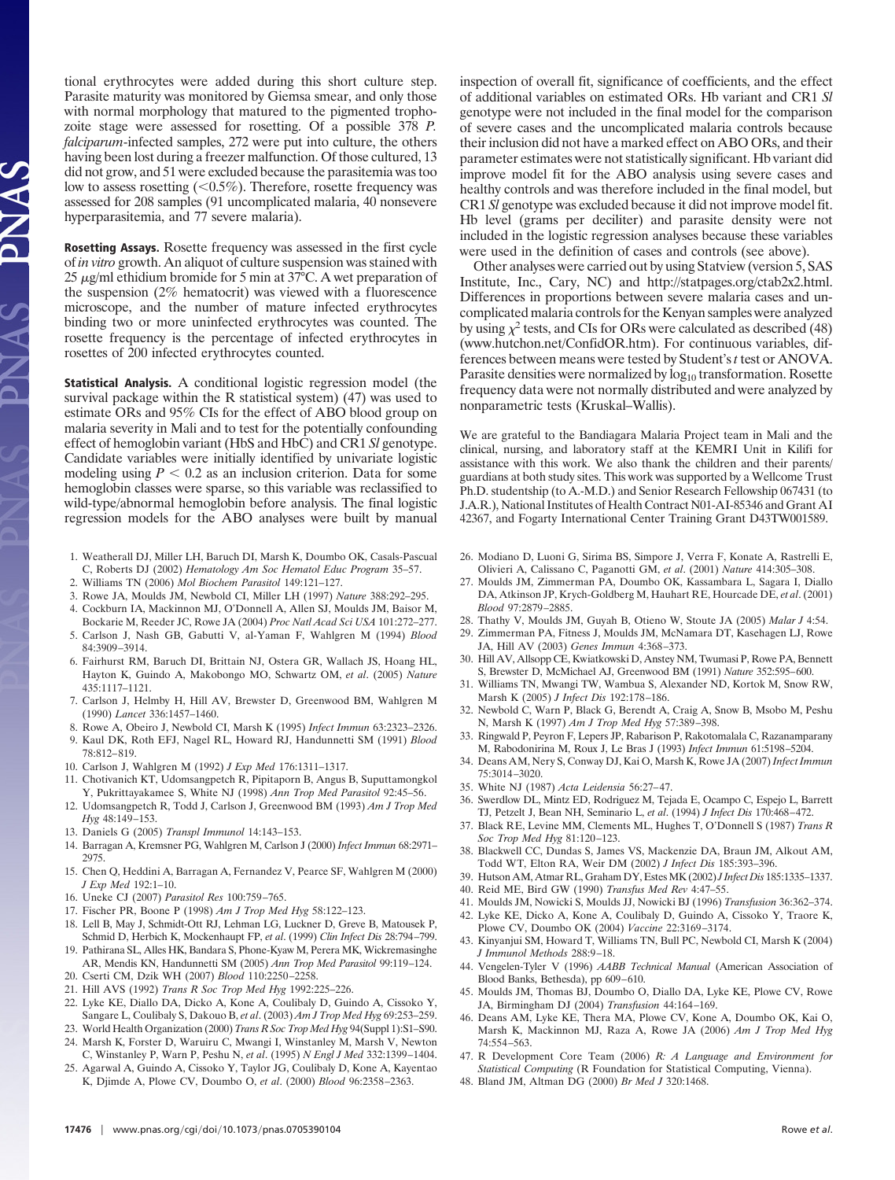tional erythrocytes were added during this short culture step. Parasite maturity was monitored by Giemsa smear, and only those with normal morphology that matured to the pigmented trophozoite stage were assessed for rosetting. Of a possible 378 *P. falciparum*-infected samples, 272 were put into culture, the others having been lost during a freezer malfunction. Of those cultured, 13 did not grow, and 51 were excluded because the parasitemia was too low to assess rosetting (<0.5%). Therefore, rosette frequency was assessed for 208 samples (91 uncomplicated malaria, 40 nonsevere hyperparasitemia, and 77 severe malaria).

**Rosetting Assays.** Rosette frequency was assessed in the first cycle of *in vitro* growth. An aliquot of culture suspension was stained with 25 μg/ml ethidium bromide for 5 min at 37°C. A wet preparation of the suspension (2% hematocrit) was viewed with a fluorescence microscope, and the number of mature infected erythrocytes binding two or more uninfected erythrocytes was counted. The rosette frequency is the percentage of infected erythrocytes in rosettes of 200 infected erythrocytes counted.

**Statistical Analysis.** A conditional logistic regression model (the survival package within the R statistical system) (47) was used to estimate ORs and 95% CIs for the effect of ABO blood group on malaria severity in Mali and to test for the potentially confounding effect of hemoglobin variant (HbS and HbC) and CR1 *Sl* genotype. Candidate variables were initially identified by univariate logistic modeling using $P < 0.2$ as an inclusion criterion. Data for some hemoglobin classes were sparse, so this variable was reclassified to wild-type/abnormal hemoglobin before analysis. The final logistic regression models for the ABO analyses were built by manual inspection of overall fit, significance of coefficients, and the effect of additional variables on estimated ORs. Hb variant and CR1 *Sl* genotype were not included in the final model for the comparison of severe cases and the uncomplicated malaria controls because their inclusion did not have a marked effect on ABO ORs, and their parameter estimates were not statistically significant. Hb variant did improve model fit for the ABO analysis using severe cases and healthy controls and was therefore included in the final model, but CR1 *Sl* genotype was excluded because it did not improve model fit. Hb level (grams per deciliter) and parasite density were not included in the logistic regression analyses because these variables were used in the definition of cases and controls (see above).

Other analyses were carried out by using Statview (version 5, SAS Institute, Inc., Cary, NC) and http://statpages.org/ctab2x2.html. Differences in proportions between severe malaria cases and uncomplicated malaria controls for the Kenyan samples were analyzed by using $\chi^2$ tests, and CIs for ORs were calculated as described (48) (www.hutchon.net/ConfidOR.htm). For continuous variables, differences between means were tested by Student's *t* test or ANOVA. Parasite densities were normalized by $\log_{10}$ transformation. Rosette frequency data were not normally distributed and were analyzed by nonparametric tests (Kruskal–Wallis).

We are grateful to the Bandiagara Malaria Project team in Mali and the clinical, nursing, and laboratory staff at the KEMRI Unit in Kilifi for assistance with this work. We also thank the children and their parents/guardians at both study sites. This work was supported by a Wellcome Trust Ph.D. studentship (to A.-M.D.) and Senior Research Fellowship 067431 (to J.A.R.), National Institutes of Health Contract N01-AI-85346 and Grant AI 42367, and Fogarty International Center Training Grant D43TW001589.

1. Weatherall DJ, Miller LH, Baruch DI, Marsh K, Doumbo OK, Casals-Pascual C, Roberts DJ (2002) *Hematology Am Soc Hematol Educ Program* 35–57.
2. Williams TN (2006) *Mol Biochem Parasitol* 149:121–127.
3. Rowe JA, Moulds JM, Newbold CI, Miller LH (1997) *Nature* 388:292–295.
4. Cockburn IA, Mackinnon MJ, O'Donnell A, Allen SJ, Moulds JM, Baisor M, Bockarie M, Reeder JC, Rowe JA (2004) *Proc Natl Acad Sci USA* 101:272–277.
5. Carlson J, Nash GB, Gabutti V, al-Yaman F, Wahlgren M (1994) *Blood* 84:3909–3914.
6. Fairhurst RM, Baruch DI, Brittain NJ, Ostera GR, Wallach JS, Hoang HL, Hayton K, Guindo A, Makobongo MO, Schwartz OM, *et al*. (2005) *Nature* 435:1117–1121.
7. Carlson J, Helmby H, Hill AV, Brewster D, Greenwood BM, Wahlgren M (1990) *Lancet* 336:1457–1460.
8. Rowe A, Obeiro J, Newbold CI, Marsh K (1995) *Infect Immun* 63:2323–2326.
9. Kaul DK, Roth EFJ, Nagel RL, Howard RJ, Handunnetti SM (1991) *Blood* 78:812–819.
10. Carlson J, Wahlgren M (1992) *J Exp Med* 176:1311–1317.
11. Chotivanich KT, Udomsangpetch R, Pipitaporn B, Angus B, Suputtamongkol Y, Pukrittayakamee S, White NJ (1998) *Ann Trop Med Parasitol* 92:45–56.
12. Udomsangpetch R, Todd J, Carlson J, Greenwood BM (1993) *Am J Trop Med Hyg* 48:149–153.
13. Daniels G (2005) *Transpl Immunol* 14:143–153.
14. Barragan A, Kremsner PG, Wahlgren M, Carlson J (2000) *Infect Immun* 68:2971–2975.
15. Chen Q, Heddini A, Barragan A, Fernandez V, Pearce SF, Wahlgren M (2000) *J Exp Med* 192:1–10.
16. Uneke CJ (2007) *Parasitol Res* 100:759–765.
17. Fischer PR, Boone P (1998) *Am J Trop Med Hyg* 58:122–123.
18. Lell B, May J, Schmidt-Ott RJ, Lehman LG, Luckner D, Greve B, Matousek P, Schmid D, Herbich K, Mockenhaupt FP, *et al*. (1999) *Clin Infect Dis* 28:794–799.
19. Pathirana SL, Alles HK, Bandara S, Phone-Kyaw M, Perera MK, Wickremasinghe AR, Mendis KN, Handunnetti SM (2005) *Ann Trop Med Parasitol* 99:119–124.
20. Cserti CM, Dzik WH (2007) *Blood* 110:2250–2258.
21. Hill AVS (1992) *Trans R Soc Trop Med Hyg* 1992:225–226.
22. Lyke KE, Diallo DA, Dicko A, Kone A, Coulibaly D, Guindo A, Cissoko Y, Sangare L, Coulibaly S, Dakouo B, *et al*. (2003) *Am J Trop Med Hyg* 69:253–259.
23. World Health Organization (2000) *Trans R Soc Trop Med Hyg* 94(Suppl 1):S1–S90.
24. Marsh K, Forster D, Waruiru C, Mwangi I, Winstanley M, Marsh V, Newton C, Winstanley P, Warn P, Peshu N, *et al*. (1995) *N Engl J Med* 332:1399–1404.
25. Agarwal A, Guindo A, Cissoko Y, Taylor JG, Coulibaly D, Kone A, Kayentao K, Djimde A, Plowe CV, Doumbo O, *et al*. (2000) *Blood* 96:2358–2363.
26. Modiano D, Luoni G, Sirima BS, Simpore J, Verra F, Konate A, Rastrelli E, Olivieri A, Calissano C, Paganotti GM, *et al*. (2001) *Nature* 414:305–308.
27. Moulds JM, Zimmerman PA, Doumbo OK, Kassambara L, Sagara I, Diallo DA, Atkinson JP, Krych-Goldberg M, Hauhart RE, Hourcade DE, *et al*. (2001) *Blood* 97:2879–2885.
28. Thathy V, Moulds JM, Guyah B, Otieno W, Stoute JA (2005) *Malar J* 4:54.
29. Zimmerman PA, Fitness J, Moulds JM, McNamara DT, Kasehagen LJ, Rowe JA, Hill AV (2003) *Genes Immun* 4:368–373.
30. Hill AV, Allsopp CE, Kwiatkowski D, Anstey NM, Twumasi P, Rowe PA, Bennett S, Brewster D, McMichael AJ, Greenwood BM (1991) *Nature* 352:595–600.
31. Williams TN, Mwangi TW, Wambua S, Alexander ND, Kortok M, Snow RW, Marsh K (2005) *J Infect Dis* 192:178–186.
32. Newbold C, Warn P, Black G, Berendt A, Craig A, Snow B, Msobo M, Peshu N, Marsh K (1997) *Am J Trop Med Hyg* 57:389–398.
33. Ringwald P, Peyron F, Lepers JP, Rabarison P, Rakotomalala C, Razanamparany M, Rabodonirina M, Roux J, Le Bras J (1993) *Infect Immun* 61:5198–5204.
34. Deans AM, Nery S, Conway DJ, Kai O, Marsh K, Rowe JA (2007) *Infect Immun* 75:3014–3020.
35. White NJ (1987) *Acta Leidensia* 56:27–47.
36. Swerdlow DL, Mintz ED, Rodriguez M, Tejada E, Ocampo C, Espejo L, Barrett TJ, Petzelt J, Bean NH, Seminario L, *et al*. (1994) *J Infect Dis* 170:468–472.
37. Black RE, Levine MM, Clements ML, Hughes T, O'Donnell S (1987) *Trans R Soc Trop Med Hyg* 81:120–123.
38. Blackwell CC, Dundas S, James VS, Mackenzie DA, Braun JM, Alkout AM, Todd WT, Elton RA, Weir DM (2002) *J Infect Dis* 185:393–396.
39. Hutson AM, Atmar RL, Graham DY, Estes MK (2002) *J Infect Dis* 185:1335–1337.
40. Reid ME, Bird GW (1990) *Transfus Med Rev* 4:47–55.
41. Moulds JM, Nowicki S, Moulds JJ, Nowicki BJ (1996) *Transfusion* 36:362–374.
42. Lyke KE, Dicko A, Kone A, Coulibaly D, Guindo A, Cissoko Y, Traore K, Plowe CV, Doumbo OK (2004) *Vaccine* 22:3169–3174.
43. Kinyanjui SM, Howard T, Williams TN, Bull PC, Newbold CI, Marsh K (2004) *J Immunol Methods* 288:9–18.
44. Vengelen-Tyler V (1996) *AABB Technical Manual* (American Association of Blood Banks, Bethesda), pp 609–610.
45. Moulds JM, Thomas BJ, Doumbo O, Diallo DA, Lyke KE, Plowe CV, Rowe JA, Birmingham DJ (2004) *Transfusion* 44:164–169.
46. Deans AM, Lyke KE, Thera MA, Plowe CV, Kone A, Doumbo OK, Kai O, Marsh K, Mackinnon MJ, Raza A, Rowe JA (2006) *Am J Trop Med Hyg* 74:554–563.
47. R Development Core Team (2006) *R: A Language and Environment for Statistical Computing* (R Foundation for Statistical Computing, Vienna).
48. Bland JM, Altman DG (2000) *Br Med J* 320:1468.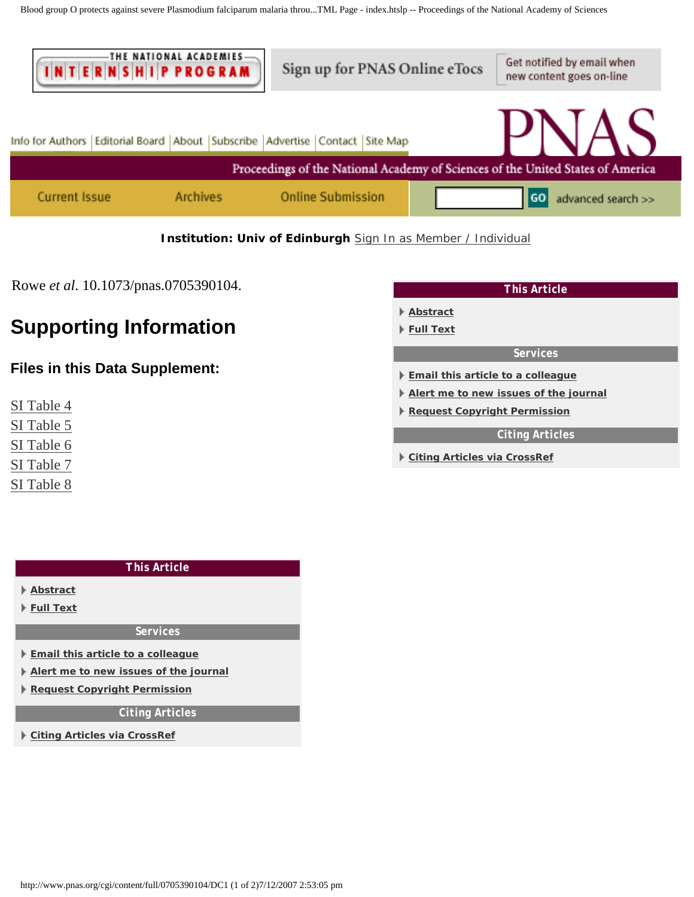Rowe *et al*. 10.1073/pnas.0705390104.

# Supporting Information

## Files in this Data Supplement:

SI Table 4
SI Table 5
SI Table 6
SI Table 7
SI Table 8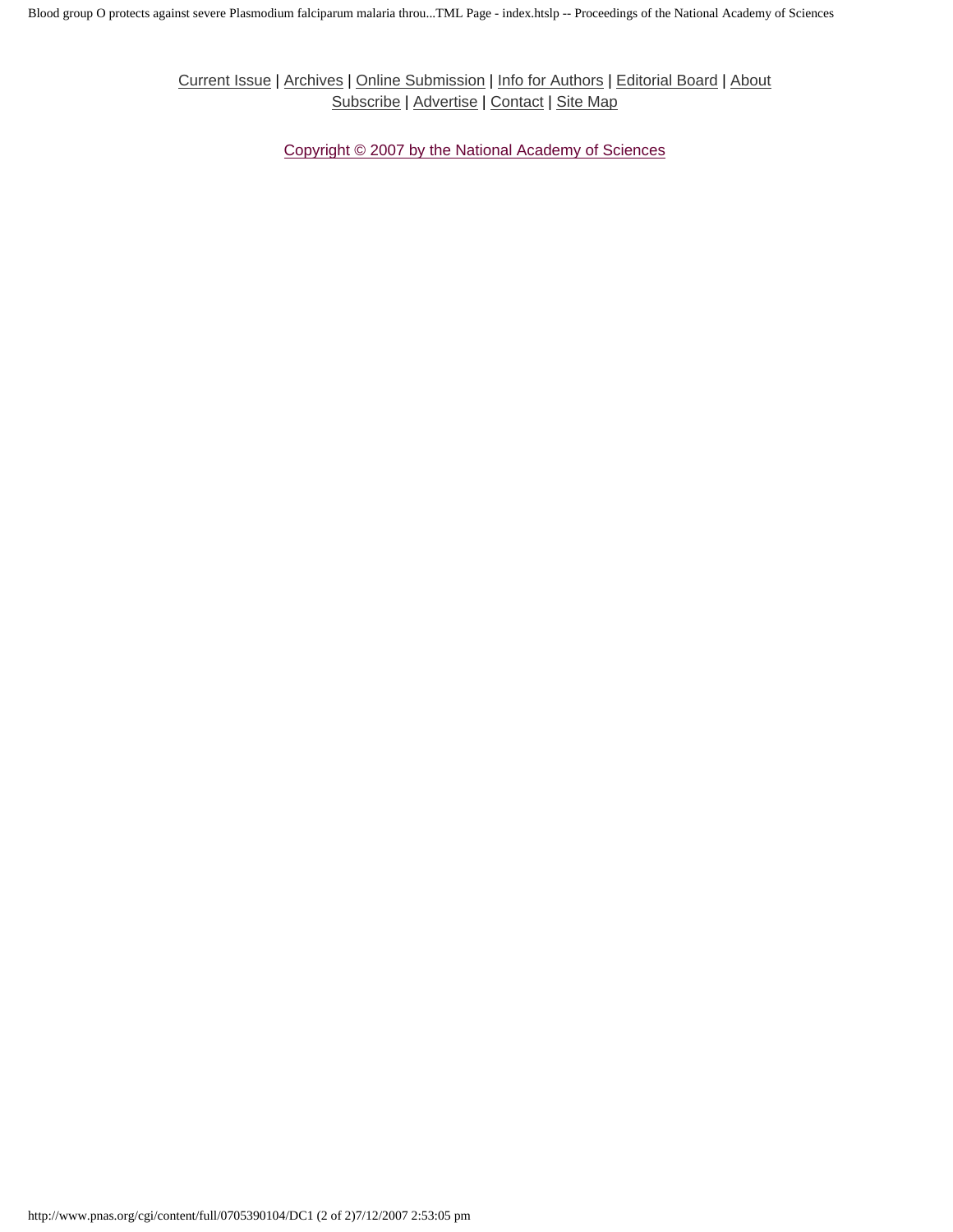Current Issue | Archives | Online Submission | Info for Authors | Editorial Board | About
Subscribe | Advertise | Contact | Site Map

Copyright © 2007 by the National Academy of Sciences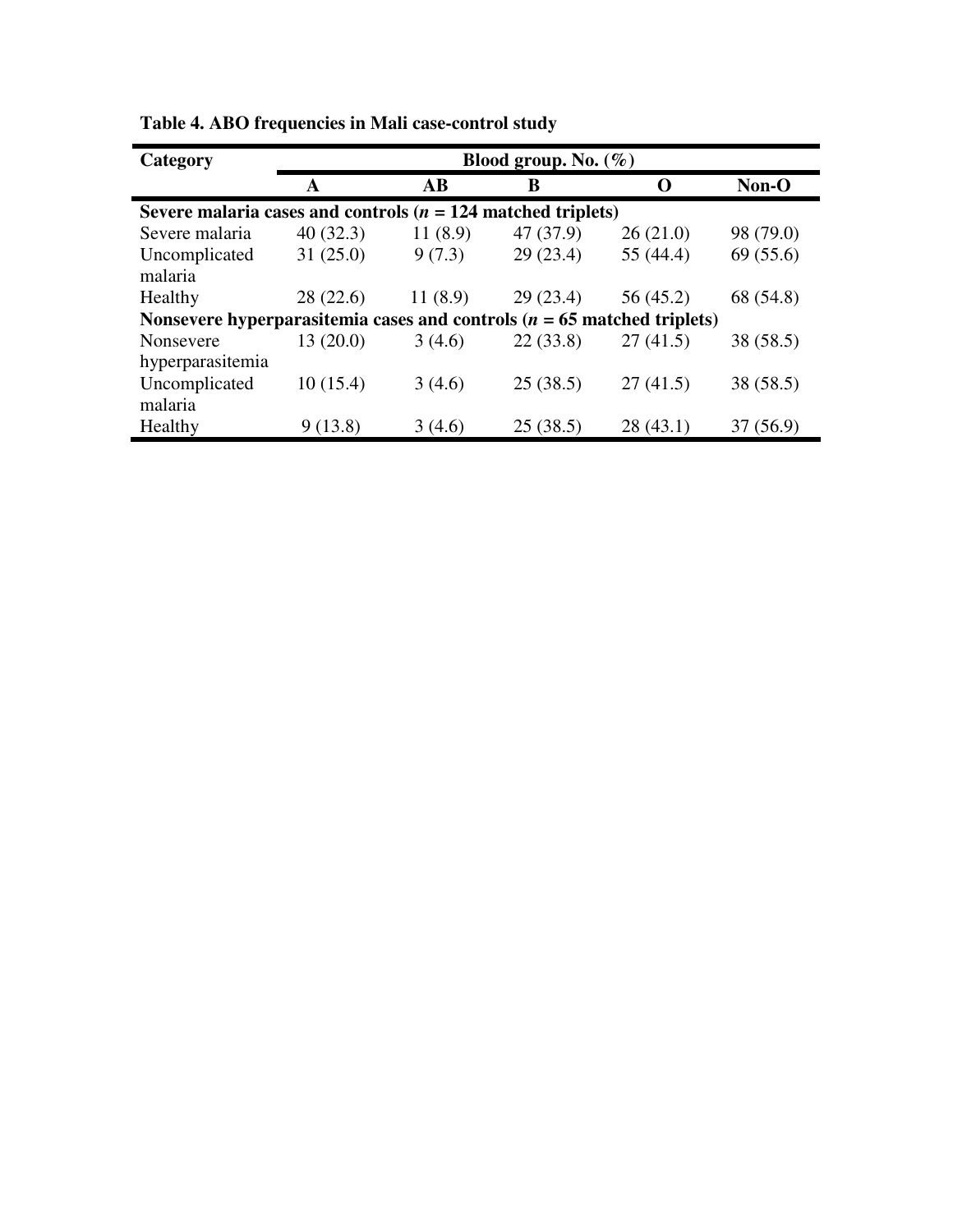**Table 4. ABO frequencies in Mali case-control study**

| Category | Blood group. No. (%) | | | | |
|---|---|---|---|---|---|
| | **A** | **AB** | **B** | **O** | **Non-O** |
| **Severe malaria cases and controls (*n* = 124 matched triplets)** | | | | | |
| Severe malaria | 40 (32.3) | 11 (8.9) | 47 (37.9) | 26 (21.0) | 98 (79.0) |
| Uncomplicated malaria | 31 (25.0) | 9 (7.3) | 29 (23.4) | 55 (44.4) | 69 (55.6) |
| Healthy | 28 (22.6) | 11 (8.9) | 29 (23.4) | 56 (45.2) | 68 (54.8) |
| **Nonsevere hyperparasitemia cases and controls (*n* = 65 matched triplets)** | | | | | |
| Nonsevere hyperparasitemia | 13 (20.0) | 3 (4.6) | 22 (33.8) | 27 (41.5) | 38 (58.5) |
| Uncomplicated malaria | 10 (15.4) | 3 (4.6) | 25 (38.5) | 27 (41.5) | 38 (58.5) |
| Healthy | 9 (13.8) | 3 (4.6) | 25 (38.5) | 28 (43.1) | 37 (56.9) |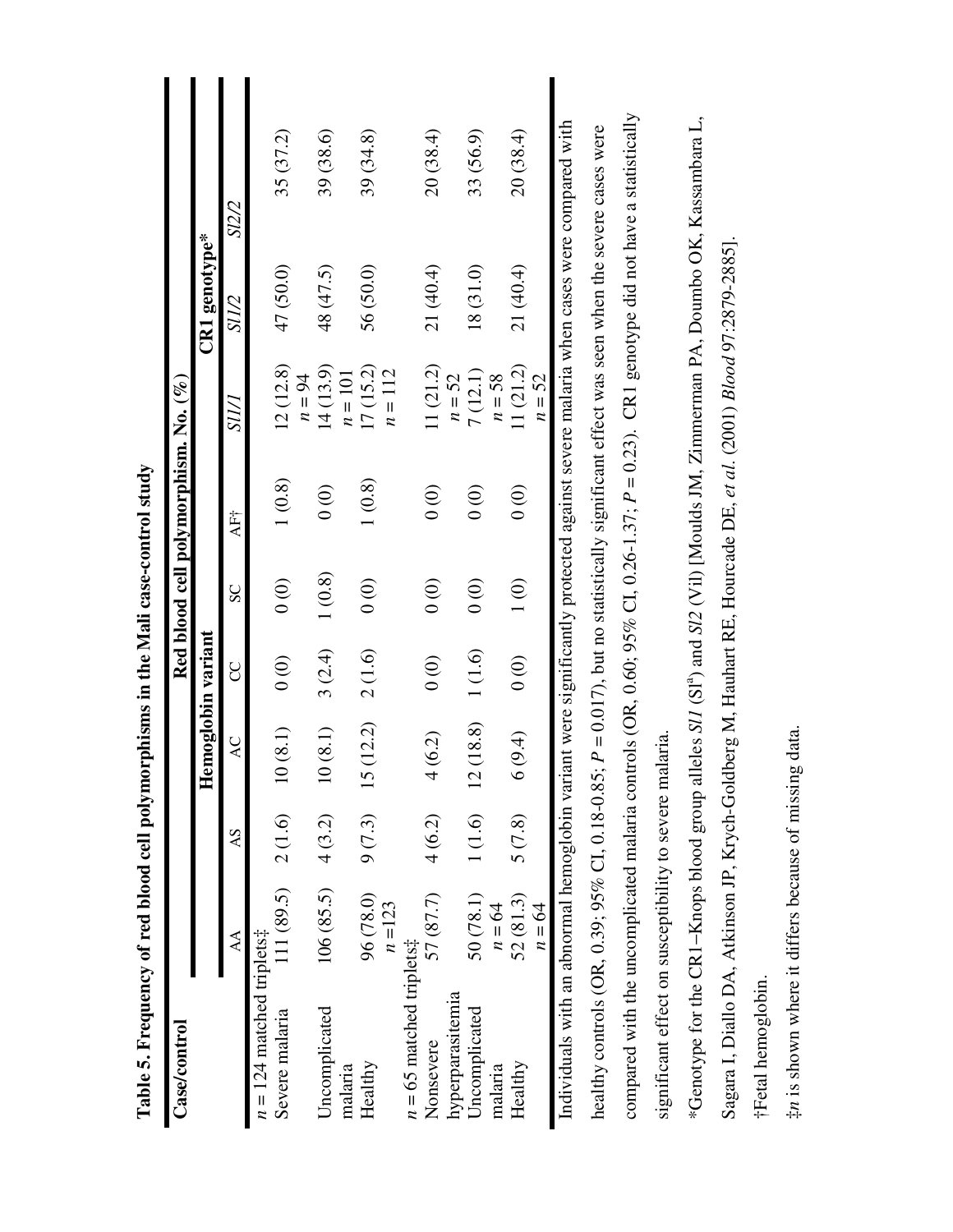**Table 5. Frequency of red blood cell polymorphisms in the Mali case-control study**

| Case/control | Red blood cell polymorphism. No. (%) | | | | | | | | |
|---|---|---|---|---|---|---|---|---|---|
| | Hemoglobin variant | | | | | | CR1 genotype* | | |
| | AA | AS | AC | CC | SC | AF† | *Sl1/1* | *Sl1/2* | *Sl2/2* |
| *n* = 124 matched triplets‡ | | | | | | | | | |
| Severe malaria | 111 (89.5) | 2 (1.6) | 10 (8.1) | 0 (0) | 0 (0) | 1 (0.8) | 12 (12.8) *n* = 94 | 47 (50.0) | 35 (37.2) |
| Uncomplicated malaria | 106 (85.5) | 4 (3.2) | 10 (8.1) | 3 (2.4) | 1 (0.8) | 0 (0) | 14 (13.9) *n* = 101 | 48 (47.5) | 39 (38.6) |
| Healthy | 96 (78.0) *n* =123 | 9 (7.3) | 15 (12.2) | 2 (1.6) | 0 (0) | 1 (0.8) | 17 (15.2) *n* = 112 | 56 (50.0) | 39 (34.8) |
| *n* = 65 matched triplets‡ | | | | | | | | | |
| Nonsevere hyperparasitemia | 57 (87.7) | 4 (6.2) | 4 (6.2) | 0 (0) | 0 (0) | 0 (0) | 11 (21.2) *n* = 52 | 21 (40.4) | 20 (38.4) |
| Uncomplicated malaria | 50 (78.1) *n* = 64 | 1 (1.6) | 12 (18.8) | 1 (1.6) | 0 (0) | 0 (0) | 7 (12.1) *n* = 58 | 18 (31.0) | 33 (56.9) |
| Healthy | 52 (81.3) *n* = 64 | 5 (7.8) | 6 (9.4) | 0 (0) | 1 (0) | 0 (0) | 11 (21.2) *n* = 52 | 21 (40.4) | 20 (38.4) |

Individuals with an abnormal hemoglobin variant were significantly protected against severe malaria when cases were compared with healthy controls (OR, 0.39; 95% CI, 0.18-0.85; *P* = 0.017), but no statistically significant effect was seen when the severe cases were compared with the uncomplicated malaria controls (OR, 0.60; 95% CI, 0.26-1.37; *P* = 0.23). CR1 genotype did not have a statistically significant effect on susceptibility to severe malaria.

*Genotype for the CR1–Knops blood group alleles *Sl1* (Sl[a]) and *Sl2* (Vil) [Moulds JM, Zimmerman PA, Doumbo OK, Kassambara L, Sagara I, Diallo DA, Atkinson JP, Krych-Goldberg M, Hauhart RE, Hourcade DE, *et al*. (2001) *Blood* 97:2879-2885].

†Fetal hemoglobin.

‡*n* is shown where it differs because of missing data.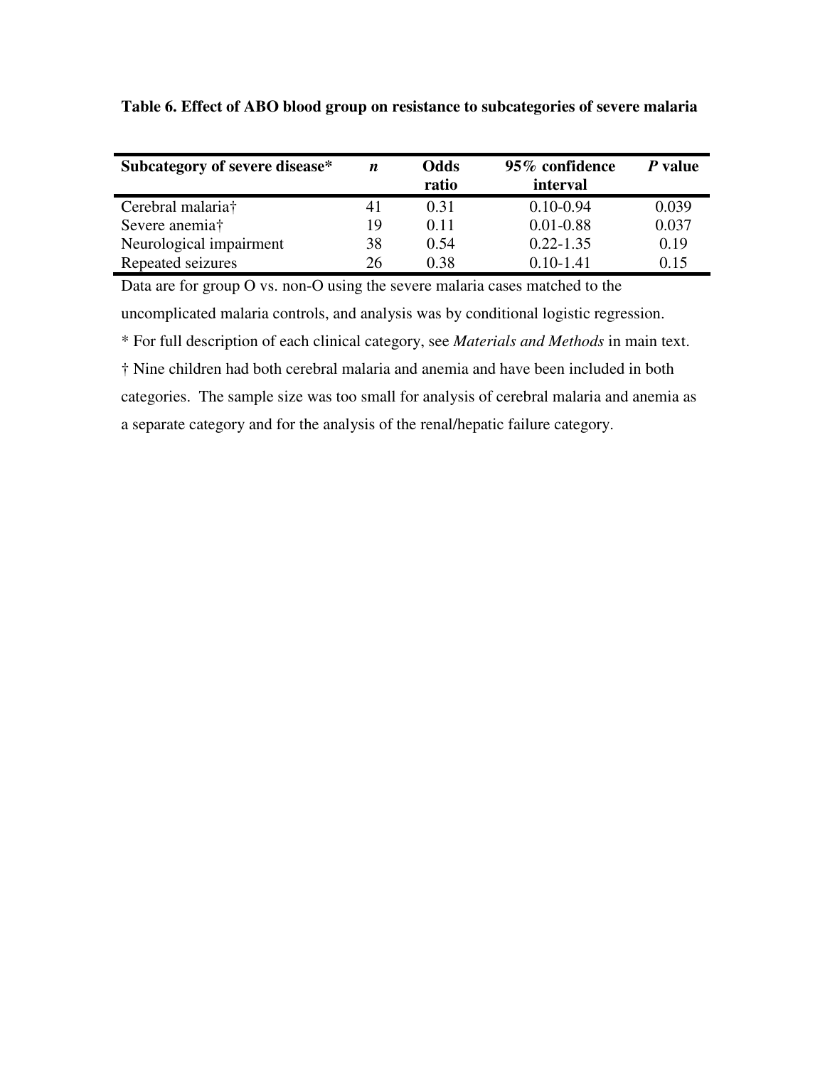**Table 6. Effect of ABO blood group on resistance to subcategories of severe malaria**

| Subcategory of severe disease* | *n* | Odds ratio | 95% confidence interval | *P* value |
| --- | --- | --- | --- | --- |
| Cerebral malaria† | 41 | 0.31 | 0.10-0.94 | 0.039 |
| Severe anemia† | 19 | 0.11 | 0.01-0.88 | 0.037 |
| Neurological impairment | 38 | 0.54 | 0.22-1.35 | 0.19 |
| Repeated seizures | 26 | 0.38 | 0.10-1.41 | 0.15 |

Data are for group O vs. non-O using the severe malaria cases matched to the uncomplicated malaria controls, and analysis was by conditional logistic regression.

* For full description of each clinical category, see *Materials and Methods* in main text.

† Nine children had both cerebral malaria and anemia and have been included in both categories. The sample size was too small for analysis of cerebral malaria and anemia as a separate category and for the analysis of the renal/hepatic failure category.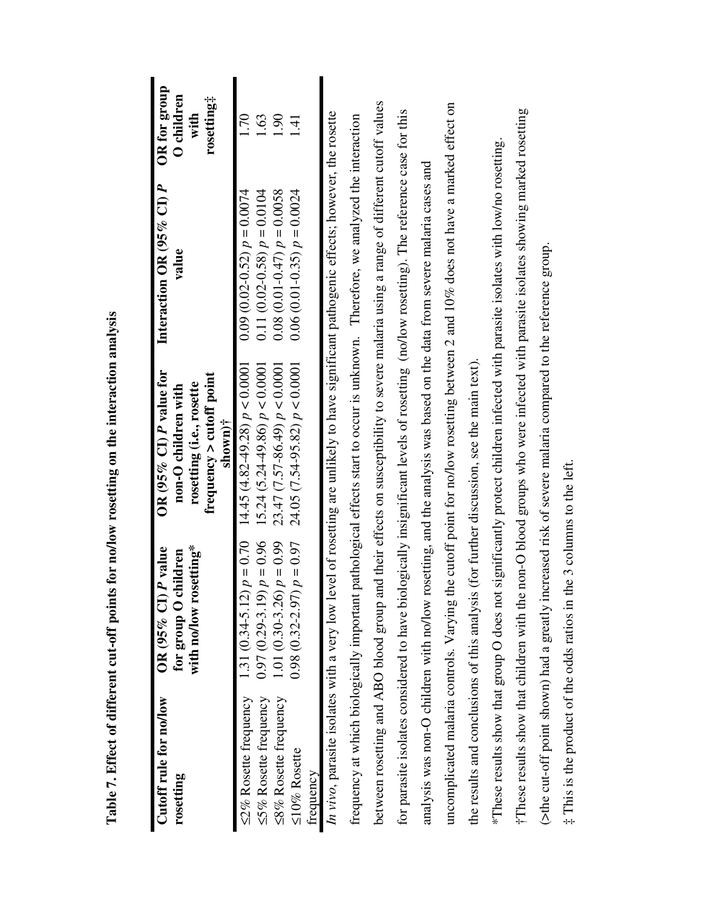**Table 7. Effect of different cut-off points for no/low rosetting on the interaction analysis**

| Cutoff rule for no/low rosetting | OR (95% CI) P value for group O children with no/low rosetting* | OR (95% CI) P value for non-O children with rosetting (i.e., rosette frequency > cutoff point shown)† | Interaction OR (95% CI) P value | OR for group O children with rosetting‡ |
|---|---|---|---|---|
| ≤2% Rosette frequency | 1.31 (0.34-5.12) $p = 0.70$ | 14.45 (4.82-49.28) $p < 0.0001$ | 0.09 (0.02-0.52) $p = 0.0074$ | 1.70 |
| ≤5% Rosette frequency | 0.97 (0.29-3.19) $p = 0.96$ | 15.24 (5.24-49.86) $p < 0.0001$ | 0.11 (0.02-0.58) $p = 0.0104$ | 1.63 |
| ≤8% Rosette frequency | 1.01 (0.30-3.26) $p = 0.99$ | 23.47 (7.57-86.49) $p < 0.0001$ | 0.08 (0.01-0.47) $p = 0.0058$ | 1.90 |
| ≤10% Rosette frequency | 0.98 (0.32-2.97) $p = 0.97$ | 24.05 (7.54-95.82) $p < 0.0001$ | 0.06 (0.01-0.35) $p = 0.0024$ | 1.41 |

*In vivo*, parasite isolates with a very low level of rosetting are unlikely to have significant pathogenic effects; however, the rosette frequency at which biologically important pathological effects start to occur is unknown. Therefore, we analyzed the interaction between rosetting and ABO blood group and their effects on susceptibility to severe malaria using a range of different cutoff values for parasite isolates considered to have biologically insignificant levels of rosetting (no/low rosetting). The reference case for this analysis was non-O children with no/low rosetting, and the analysis was based on the data from severe malaria cases and uncomplicated malaria controls. Varying the cutoff point for no/low rosetting between 2 and 10% does not have a marked effect on the results and conclusions of this analysis (for further discussion, see the main text).

*These results show that group O does not significantly protect children infected with parasite isolates with low/no rosetting.

†These results show that children with the non-O blood groups who were infected with parasite isolates showing marked rosetting (>the cut-off point shown) had a greatly increased risk of severe malaria compared to the reference group.

‡ This is the product of the odds ratios in the 3 columns to the left.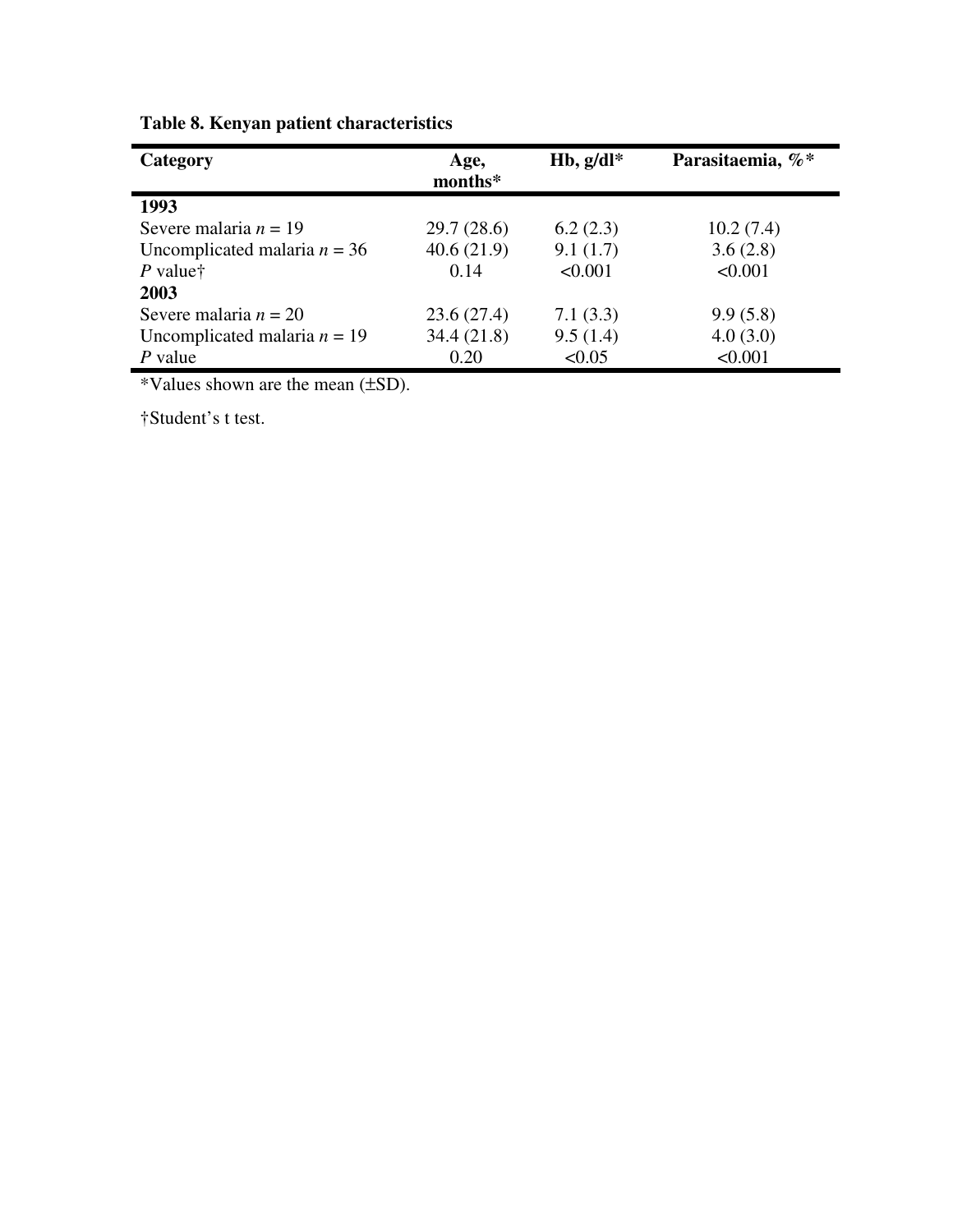**Table 8. Kenyan patient characteristics**

| Category | Age, months* | Hb, g/dl* | Parasitaemia, %* |
|---|---|---|---|
| **1993** | | | |
| Severe malaria $n$ = 19 | 29.7 (28.6) | 6.2 (2.3) | 10.2 (7.4) |
| Uncomplicated malaria $n$ = 36 | 40.6 (21.9) | 9.1 (1.7) | 3.6 (2.8) |
| $P$ value† | 0.14 | <0.001 | <0.001 |
| **2003** | | | |
| Severe malaria $n$ = 20 | 23.6 (27.4) | 7.1 (3.3) | 9.9 (5.8) |
| Uncomplicated malaria $n$ = 19 | 34.4 (21.8) | 9.5 (1.4) | 4.0 (3.0) |
| $P$ value | 0.20 | <0.05 | <0.001 |

*Values shown are the mean (±SD).

†Student's t test.